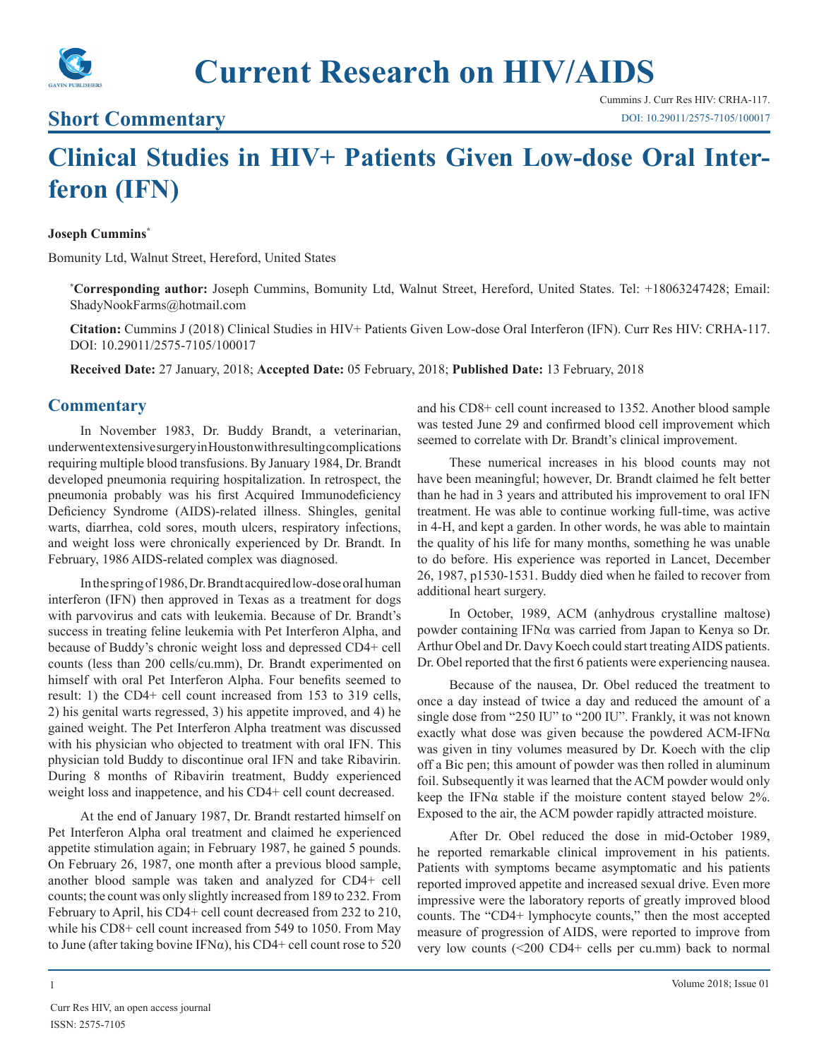## Short Commentary

# Clinical Studies in HIV+ Patients Given Low-dose Oral Interferon (IFN)

**Joseph Cummins***

Bomunity Ltd, Walnut Street, Hereford, United States

***Corresponding author:** Joseph Cummins, Bomunity Ltd, Walnut Street, Hereford, United States. Tel: +18063247428; Email: ShadyNookFarms@hotmail.com

**Citation:** Cummins J (2018) Clinical Studies in HIV+ Patients Given Low-dose Oral Interferon (IFN). Curr Res HIV: CRHA-117. DOI: 10.29011/2575-7105/100017

**Received Date:** 27 January, 2018; **Accepted Date:** 05 February, 2018; **Published Date:** 13 February, 2018

## Commentary

In November 1983, Dr. Buddy Brandt, a veterinarian, underwent extensive surgery in Houston with resulting complications requiring multiple blood transfusions. By January 1984, Dr. Brandt developed pneumonia requiring hospitalization. In retrospect, the pneumonia probably was his first Acquired Immunodeficiency Deficiency Syndrome (AIDS)-related illness. Shingles, genital warts, diarrhea, cold sores, mouth ulcers, respiratory infections, and weight loss were chronically experienced by Dr. Brandt. In February, 1986 AIDS-related complex was diagnosed.

In the spring of 1986, Dr. Brandt acquired low-dose oral human interferon (IFN) then approved in Texas as a treatment for dogs with parvovirus and cats with leukemia. Because of Dr. Brandt's success in treating feline leukemia with Pet Interferon Alpha, and because of Buddy's chronic weight loss and depressed CD4+ cell counts (less than 200 cells/cu.mm), Dr. Brandt experimented on himself with oral Pet Interferon Alpha. Four benefits seemed to result: 1) the CD4+ cell count increased from 153 to 319 cells, 2) his genital warts regressed, 3) his appetite improved, and 4) he gained weight. The Pet Interferon Alpha treatment was discussed with his physician who objected to treatment with oral IFN. This physician told Buddy to discontinue oral IFN and take Ribavirin. During 8 months of Ribavirin treatment, Buddy experienced weight loss and inappetence, and his CD4+ cell count decreased.

At the end of January 1987, Dr. Brandt restarted himself on Pet Interferon Alpha oral treatment and claimed he experienced appetite stimulation again; in February 1987, he gained 5 pounds. On February 26, 1987, one month after a previous blood sample, another blood sample was taken and analyzed for CD4+ cell counts; the count was only slightly increased from 189 to 232. From February to April, his CD4+ cell count decreased from 232 to 210, while his CD8+ cell count increased from 549 to 1050. From May to June (after taking bovine IFNα), his CD4+ cell count rose to 520 and his CD8+ cell count increased to 1352. Another blood sample was tested June 29 and confirmed blood cell improvement which seemed to correlate with Dr. Brandt's clinical improvement.

These numerical increases in his blood counts may not have been meaningful; however, Dr. Brandt claimed he felt better than he had in 3 years and attributed his improvement to oral IFN treatment. He was able to continue working full-time, was active in 4-H, and kept a garden. In other words, he was able to maintain the quality of his life for many months, something he was unable to do before. His experience was reported in Lancet, December 26, 1987, p1530-1531. Buddy died when he failed to recover from additional heart surgery.

In October, 1989, ACM (anhydrous crystalline maltose) powder containing IFNα was carried from Japan to Kenya so Dr. Arthur Obel and Dr. Davy Koech could start treating AIDS patients. Dr. Obel reported that the first 6 patients were experiencing nausea.

Because of the nausea, Dr. Obel reduced the treatment to once a day instead of twice a day and reduced the amount of a single dose from "250 IU" to "200 IU". Frankly, it was not known exactly what dose was given because the powdered ACM-IFNα was given in tiny volumes measured by Dr. Koech with the clip off a Bic pen; this amount of powder was then rolled in aluminum foil. Subsequently it was learned that the ACM powder would only keep the IFNα stable if the moisture content stayed below 2%. Exposed to the air, the ACM powder rapidly attracted moisture.

After Dr. Obel reduced the dose in mid-October 1989, he reported remarkable clinical improvement in his patients. Patients with symptoms became asymptomatic and his patients reported improved appetite and increased sexual drive. Even more impressive were the laboratory reports of greatly improved blood counts. The "CD4+ lymphocyte counts," then the most accepted measure of progression of AIDS, were reported to improve from very low counts (<200 CD4+ cells per cu.mm) back to normal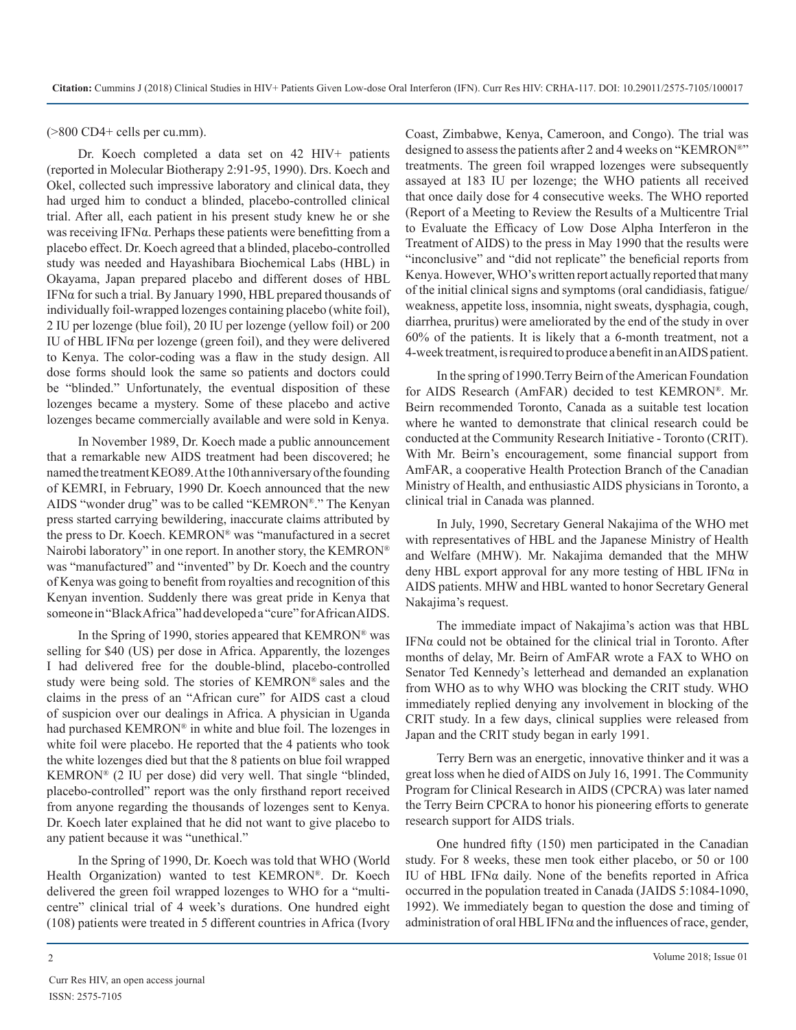(>800 CD4+ cells per cu.mm).

Dr. Koech completed a data set on 42 HIV+ patients (reported in Molecular Biotherapy 2:91-95, 1990). Drs. Koech and Okel, collected such impressive laboratory and clinical data, they had urged him to conduct a blinded, placebo-controlled clinical trial. After all, each patient in his present study knew he or she was receiving IFNα. Perhaps these patients were benefitting from a placebo effect. Dr. Koech agreed that a blinded, placebo-controlled study was needed and Hayashibara Biochemical Labs (HBL) in Okayama, Japan prepared placebo and different doses of HBL IFNα for such a trial. By January 1990, HBL prepared thousands of individually foil-wrapped lozenges containing placebo (white foil), 2 IU per lozenge (blue foil), 20 IU per lozenge (yellow foil) or 200 IU of HBL IFNα per lozenge (green foil), and they were delivered to Kenya. The color-coding was a flaw in the study design. All dose forms should look the same so patients and doctors could be "blinded." Unfortunately, the eventual disposition of these lozenges became a mystery. Some of these placebo and active lozenges became commercially available and were sold in Kenya.

In November 1989, Dr. Koech made a public announcement that a remarkable new AIDS treatment had been discovered; he named the treatment KEO89. At the 10th anniversary of the founding of KEMRI, in February, 1990 Dr. Koech announced that the new AIDS "wonder drug" was to be called "KEMRON®." The Kenyan press started carrying bewildering, inaccurate claims attributed by the press to Dr. Koech. KEMRON® was "manufactured in a secret Nairobi laboratory" in one report. In another story, the KEMRON® was "manufactured" and "invented" by Dr. Koech and the country of Kenya was going to benefit from royalties and recognition of this Kenyan invention. Suddenly there was great pride in Kenya that someone in "Black Africa" had developed a "cure" for African AIDS.

In the Spring of 1990, stories appeared that KEMRON® was selling for $40 (US) per dose in Africa. Apparently, the lozenges I had delivered free for the double-blind, placebo-controlled study were being sold. The stories of KEMRON® sales and the claims in the press of an "African cure" for AIDS cast a cloud of suspicion over our dealings in Africa. A physician in Uganda had purchased KEMRON® in white and blue foil. The lozenges in white foil were placebo. He reported that the 4 patients who took the white lozenges died but that the 8 patients on blue foil wrapped KEMRON® (2 IU per dose) did very well. That single "blinded, placebo-controlled" report was the only firsthand report received from anyone regarding the thousands of lozenges sent to Kenya. Dr. Koech later explained that he did not want to give placebo to any patient because it was "unethical."

In the Spring of 1990, Dr. Koech was told that WHO (World Health Organization) wanted to test KEMRON®. Dr. Koech delivered the green foil wrapped lozenges to WHO for a "multi-centre" clinical trial of 4 week's durations. One hundred eight (108) patients were treated in 5 different countries in Africa (Ivory Coast, Zimbabwe, Kenya, Cameroon, and Congo). The trial was designed to assess the patients after 2 and 4 weeks on "KEMRON®" treatments. The green foil wrapped lozenges were subsequently assayed at 183 IU per lozenge; the WHO patients all received that once daily dose for 4 consecutive weeks. The WHO reported (Report of a Meeting to Review the Results of a Multicentre Trial to Evaluate the Efficacy of Low Dose Alpha Interferon in the Treatment of AIDS) to the press in May 1990 that the results were "inconclusive" and "did not replicate" the beneficial reports from Kenya. However, WHO's written report actually reported that many of the initial clinical signs and symptoms (oral candidiasis, fatigue/weakness, appetite loss, insomnia, night sweats, dysphagia, cough, diarrhea, pruritus) were ameliorated by the end of the study in over 60% of the patients. It is likely that a 6-month treatment, not a 4-week treatment, is required to produce a benefit in an AIDS patient.

In the spring of 1990. Terry Beirn of the American Foundation for AIDS Research (AmFAR) decided to test KEMRON®. Mr. Beirn recommended Toronto, Canada as a suitable test location where he wanted to demonstrate that clinical research could be conducted at the Community Research Initiative - Toronto (CRIT). With Mr. Beirn's encouragement, some financial support from AmFAR, a cooperative Health Protection Branch of the Canadian Ministry of Health, and enthusiastic AIDS physicians in Toronto, a clinical trial in Canada was planned.

In July, 1990, Secretary General Nakajima of the WHO met with representatives of HBL and the Japanese Ministry of Health and Welfare (MHW). Mr. Nakajima demanded that the MHW deny HBL export approval for any more testing of HBL IFNα in AIDS patients. MHW and HBL wanted to honor Secretary General Nakajima's request.

The immediate impact of Nakajima's action was that HBL IFNα could not be obtained for the clinical trial in Toronto. After months of delay, Mr. Beirn of AmFAR wrote a FAX to WHO on Senator Ted Kennedy's letterhead and demanded an explanation from WHO as to why WHO was blocking the CRIT study. WHO immediately replied denying any involvement in blocking of the CRIT study. In a few days, clinical supplies were released from Japan and the CRIT study began in early 1991.

Terry Bern was an energetic, innovative thinker and it was a great loss when he died of AIDS on July 16, 1991. The Community Program for Clinical Research in AIDS (CPCRA) was later named the Terry Beirn CPCRA to honor his pioneering efforts to generate research support for AIDS trials.

One hundred fifty (150) men participated in the Canadian study. For 8 weeks, these men took either placebo, or 50 or 100 IU of HBL IFNα daily. None of the benefits reported in Africa occurred in the population treated in Canada (JAIDS 5:1084-1090, 1992). We immediately began to question the dose and timing of administration of oral HBL IFNα and the influences of race, gender,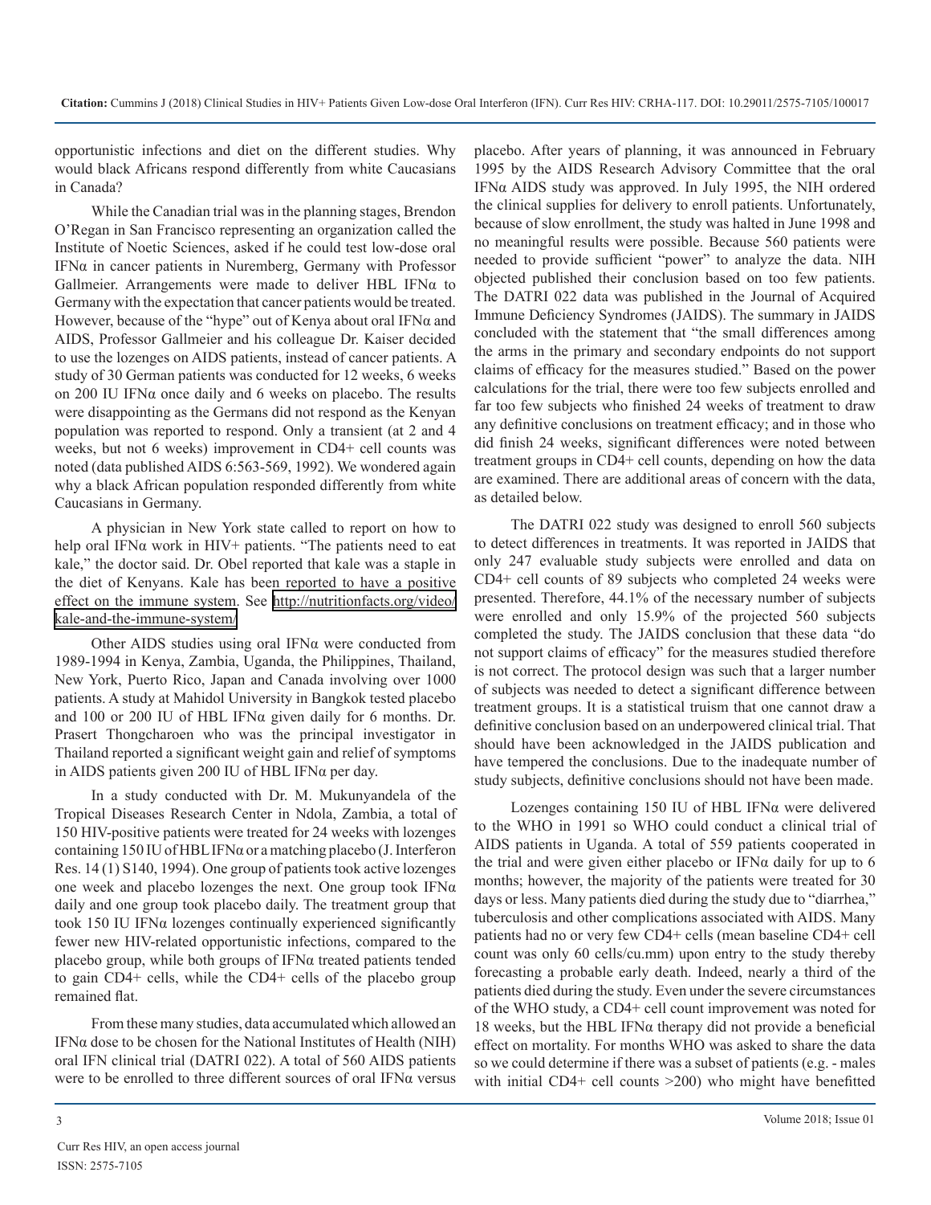opportunistic infections and diet on the different studies. Why would black Africans respond differently from white Caucasians in Canada?

While the Canadian trial was in the planning stages, Brendon O'Regan in San Francisco representing an organization called the Institute of Noetic Sciences, asked if he could test low-dose oral IFNα in cancer patients in Nuremberg, Germany with Professor Gallmeier. Arrangements were made to deliver HBL IFNα to Germany with the expectation that cancer patients would be treated. However, because of the "hype" out of Kenya about oral IFNα and AIDS, Professor Gallmeier and his colleague Dr. Kaiser decided to use the lozenges on AIDS patients, instead of cancer patients. A study of 30 German patients was conducted for 12 weeks, 6 weeks on 200 IU IFNα once daily and 6 weeks on placebo. The results were disappointing as the Germans did not respond as the Kenyan population was reported to respond. Only a transient (at 2 and 4 weeks, but not 6 weeks) improvement in CD4+ cell counts was noted (data published AIDS 6:563-569, 1992). We wondered again why a black African population responded differently from white Caucasians in Germany.

A physician in New York state called to report on how to help oral IFNα work in HIV+ patients. "The patients need to eat kale," the doctor said. Dr. Obel reported that kale was a staple in the diet of Kenyans. Kale has been reported to have a positive effect on the immune system. See [http://nutritionfacts.org/video/kale-and-the-immune-system/](http://nutritionfacts.org/video/kale-and-the-immune-system/)

Other AIDS studies using oral IFNα were conducted from 1989-1994 in Kenya, Zambia, Uganda, the Philippines, Thailand, New York, Puerto Rico, Japan and Canada involving over 1000 patients. A study at Mahidol University in Bangkok tested placebo and 100 or 200 IU of HBL IFNα given daily for 6 months. Dr. Prasert Thongcharoen who was the principal investigator in Thailand reported a significant weight gain and relief of symptoms in AIDS patients given 200 IU of HBL IFNα per day.

In a study conducted with Dr. M. Mukunyandela of the Tropical Diseases Research Center in Ndola, Zambia, a total of 150 HIV-positive patients were treated for 24 weeks with lozenges containing 150 IU of HBL IFNα or a matching placebo (J. Interferon Res. 14 (1) S140, 1994). One group of patients took active lozenges one week and placebo lozenges the next. One group took IFNα daily and one group took placebo daily. The treatment group that took 150 IU IFNα lozenges continually experienced significantly fewer new HIV-related opportunistic infections, compared to the placebo group, while both groups of IFNα treated patients tended to gain CD4+ cells, while the CD4+ cells of the placebo group remained flat.

From these many studies, data accumulated which allowed an IFNα dose to be chosen for the National Institutes of Health (NIH) oral IFN clinical trial (DATRI 022). A total of 560 AIDS patients were to be enrolled to three different sources of oral IFNα versus placebo. After years of planning, it was announced in February 1995 by the AIDS Research Advisory Committee that the oral IFNα AIDS study was approved. In July 1995, the NIH ordered the clinical supplies for delivery to enroll patients. Unfortunately, because of slow enrollment, the study was halted in June 1998 and no meaningful results were possible. Because 560 patients were needed to provide sufficient "power" to analyze the data. NIH objected published their conclusion based on too few patients. The DATRI 022 data was published in the Journal of Acquired Immune Deficiency Syndromes (JAIDS). The summary in JAIDS concluded with the statement that "the small differences among the arms in the primary and secondary endpoints do not support claims of efficacy for the measures studied." Based on the power calculations for the trial, there were too few subjects enrolled and far too few subjects who finished 24 weeks of treatment to draw any definitive conclusions on treatment efficacy; and in those who did finish 24 weeks, significant differences were noted between treatment groups in CD4+ cell counts, depending on how the data are examined. There are additional areas of concern with the data, as detailed below.

The DATRI 022 study was designed to enroll 560 subjects to detect differences in treatments. It was reported in JAIDS that only 247 evaluable study subjects were enrolled and data on CD4+ cell counts of 89 subjects who completed 24 weeks were presented. Therefore, 44.1% of the necessary number of subjects were enrolled and only 15.9% of the projected 560 subjects completed the study. The JAIDS conclusion that these data "do not support claims of efficacy" for the measures studied therefore is not correct. The protocol design was such that a larger number of subjects was needed to detect a significant difference between treatment groups. It is a statistical truism that one cannot draw a definitive conclusion based on an underpowered clinical trial. That should have been acknowledged in the JAIDS publication and have tempered the conclusions. Due to the inadequate number of study subjects, definitive conclusions should not have been made.

Lozenges containing 150 IU of HBL IFNα were delivered to the WHO in 1991 so WHO could conduct a clinical trial of AIDS patients in Uganda. A total of 559 patients cooperated in the trial and were given either placebo or IFNα daily for up to 6 months; however, the majority of the patients were treated for 30 days or less. Many patients died during the study due to "diarrhea," tuberculosis and other complications associated with AIDS. Many patients had no or very few CD4+ cells (mean baseline CD4+ cell count was only 60 cells/cu.mm) upon entry to the study thereby forecasting a probable early death. Indeed, nearly a third of the patients died during the study. Even under the severe circumstances of the WHO study, a CD4+ cell count improvement was noted for 18 weeks, but the HBL IFNα therapy did not provide a beneficial effect on mortality. For months WHO was asked to share the data so we could determine if there was a subset of patients (e.g. - males with initial CD4+ cell counts >200) who might have benefitted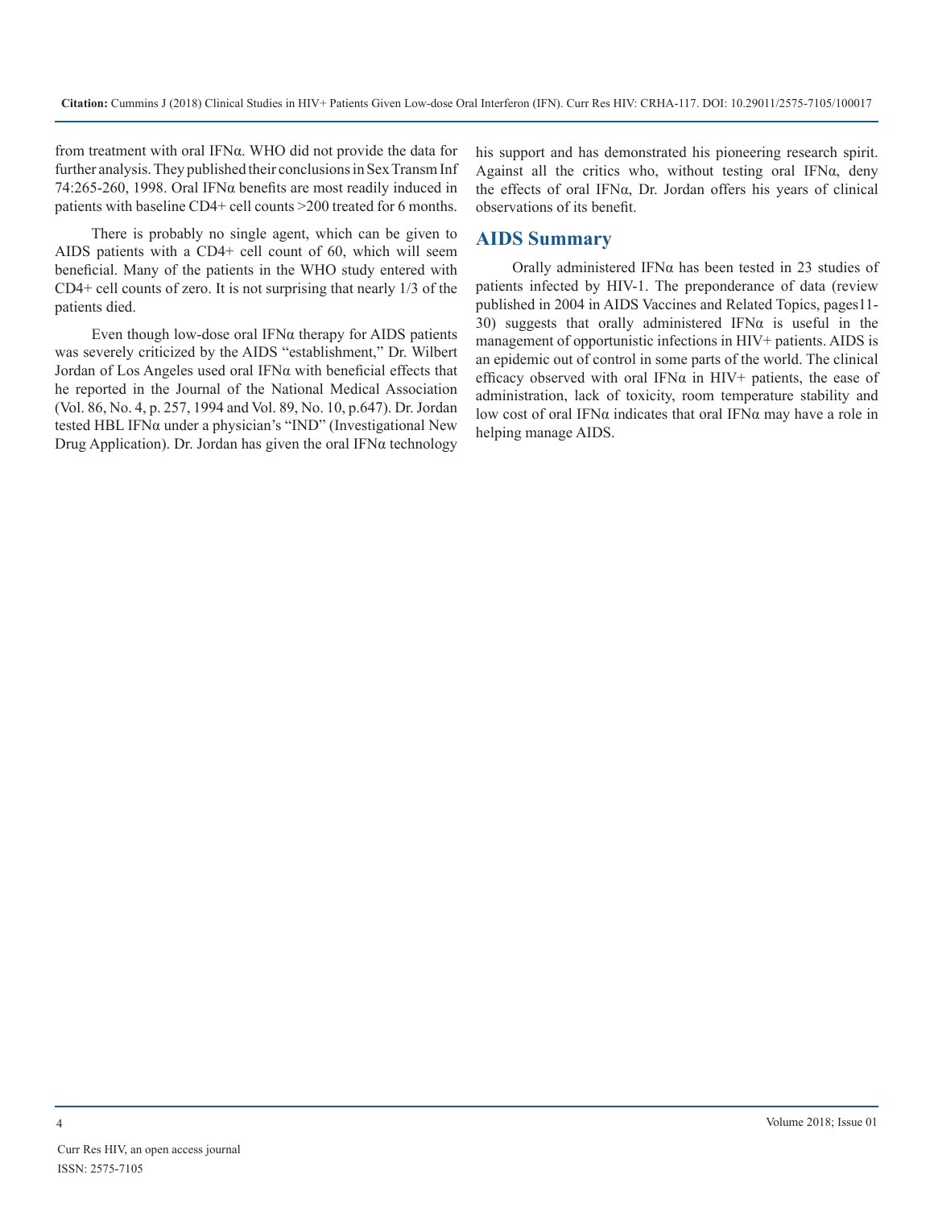from treatment with oral IFNα. WHO did not provide the data for further analysis. They published their conclusions in Sex Transm Inf 74:265-260, 1998. Oral IFNα benefits are most readily induced in patients with baseline CD4+ cell counts >200 treated for 6 months.

There is probably no single agent, which can be given to AIDS patients with a CD4+ cell count of 60, which will seem beneficial. Many of the patients in the WHO study entered with CD4+ cell counts of zero. It is not surprising that nearly 1/3 of the patients died.

Even though low-dose oral IFNα therapy for AIDS patients was severely criticized by the AIDS "establishment," Dr. Wilbert Jordan of Los Angeles used oral IFNα with beneficial effects that he reported in the Journal of the National Medical Association (Vol. 86, No. 4, p. 257, 1994 and Vol. 89, No. 10, p.647). Dr. Jordan tested HBL IFNα under a physician's "IND" (Investigational New Drug Application). Dr. Jordan has given the oral IFNα technology his support and has demonstrated his pioneering research spirit. Against all the critics who, without testing oral IFNα, deny the effects of oral IFNα, Dr. Jordan offers his years of clinical observations of its benefit.

## AIDS Summary

Orally administered IFNα has been tested in 23 studies of patients infected by HIV-1. The preponderance of data (review published in 2004 in AIDS Vaccines and Related Topics, pages11-30) suggests that orally administered IFNα is useful in the management of opportunistic infections in HIV+ patients. AIDS is an epidemic out of control in some parts of the world. The clinical efficacy observed with oral IFNα in HIV+ patients, the ease of administration, lack of toxicity, room temperature stability and low cost of oral IFNα indicates that oral IFNα may have a role in helping manage AIDS.